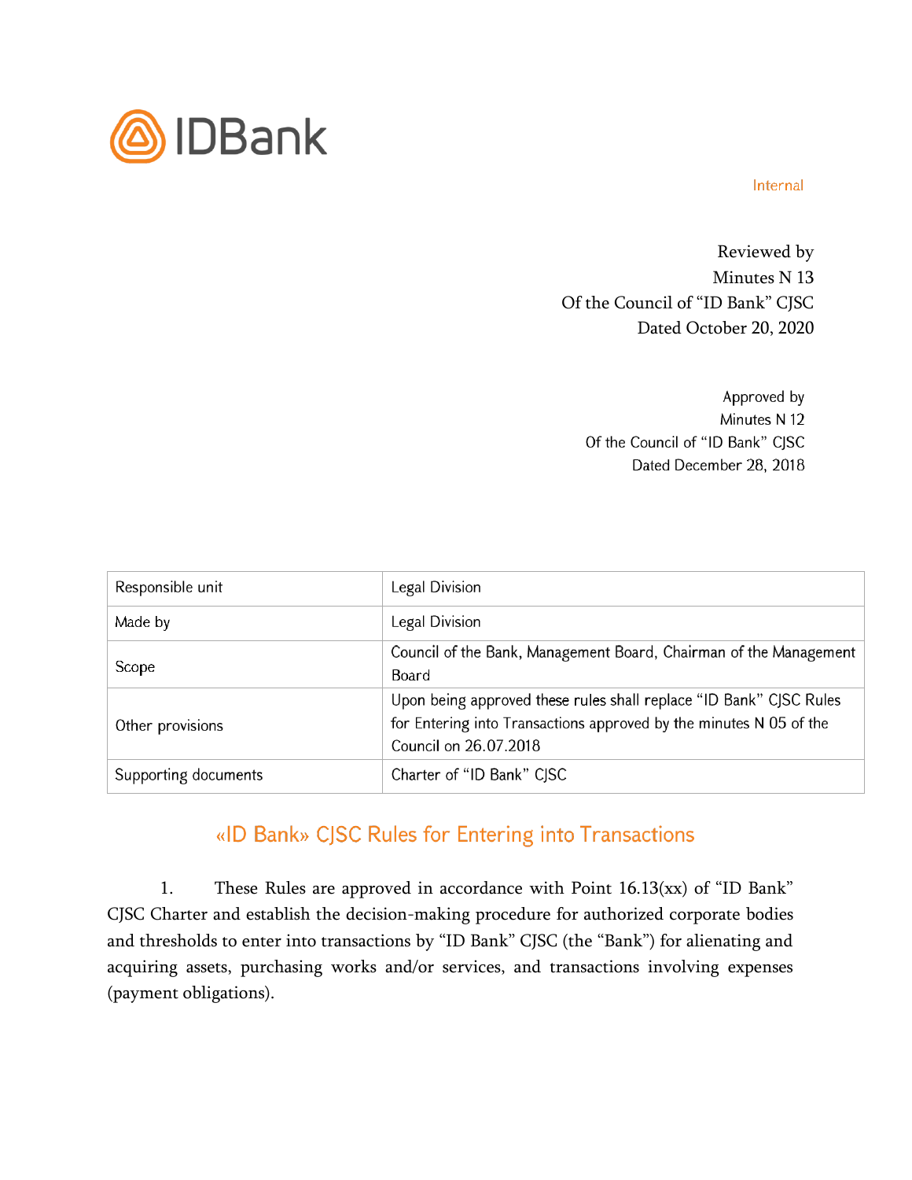IDBank

Internal

Reviewed by
Minutes N 13
Of the Council of "ID Bank" CJSC
Dated October 20, 2020

Approved by
Minutes N 12
Of the Council of "ID Bank" CJSC
Dated December 28, 2018

| Responsible unit | Legal Division |
| --- | --- |
| Made by | Legal Division |
| Scope | Council of the Bank, Management Board, Chairman of the Management Board |
| Other provisions | Upon being approved these rules shall replace "ID Bank" CJSC Rules for Entering into Transactions approved by the minutes N 05 of the Council on 26.07.2018 |
| Supporting documents | Charter of "ID Bank" CJSC |

## «ID Bank» CJSC Rules for Entering into Transactions

1. These Rules are approved in accordance with Point 16.13(xx) of "ID Bank" CJSC Charter and establish the decision-making procedure for authorized corporate bodies and thresholds to enter into transactions by "ID Bank" CJSC (the "Bank") for alienating and acquiring assets, purchasing works and/or services, and transactions involving expenses (payment obligations).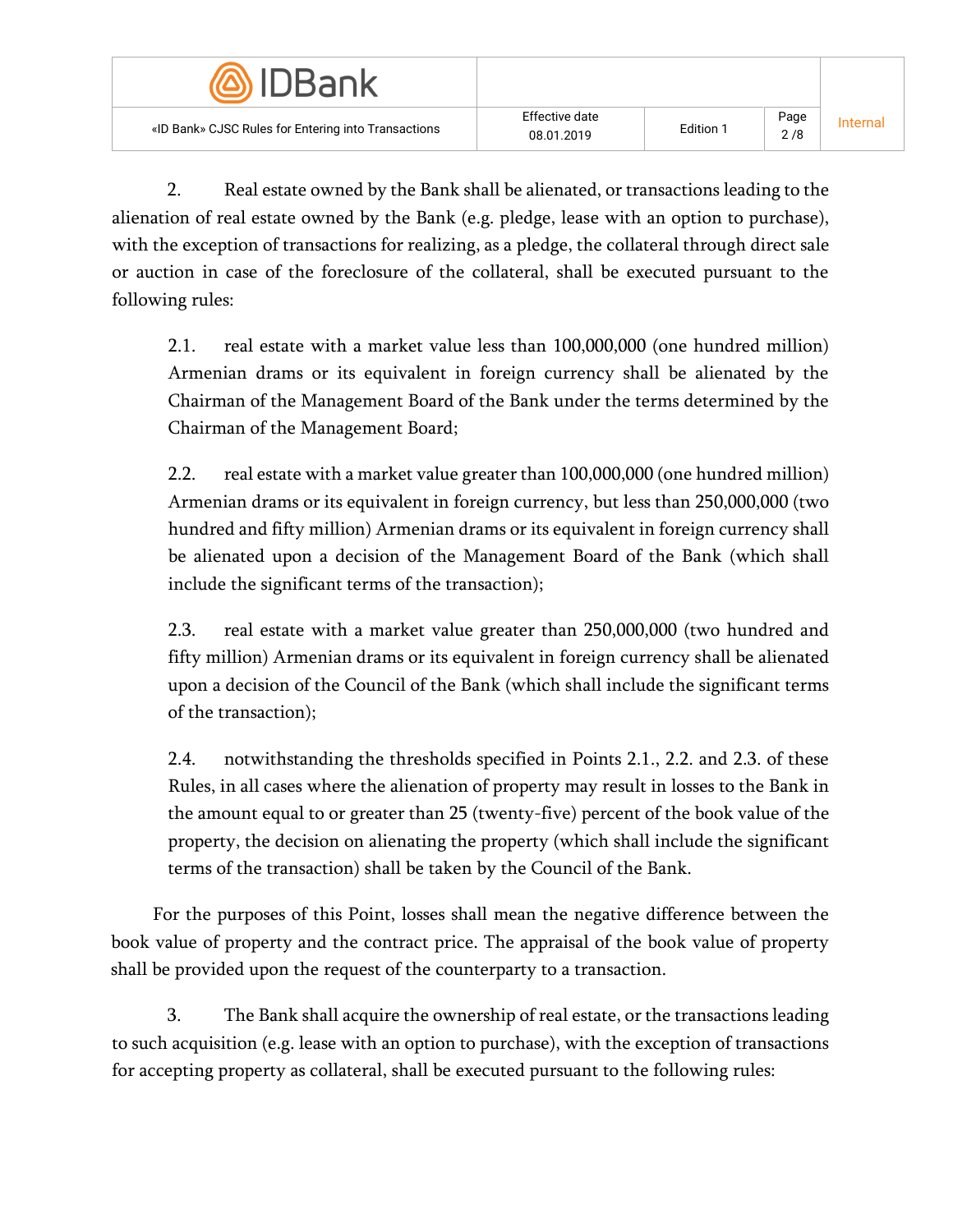2. Real estate owned by the Bank shall be alienated, or transactions leading to the alienation of real estate owned by the Bank (e.g. pledge, lease with an option to purchase), with the exception of transactions for realizing, as a pledge, the collateral through direct sale or auction in case of the foreclosure of the collateral, shall be executed pursuant to the following rules:

2.1. real estate with a market value less than 100,000,000 (one hundred million) Armenian drams or its equivalent in foreign currency shall be alienated by the Chairman of the Management Board of the Bank under the terms determined by the Chairman of the Management Board;

2.2. real estate with a market value greater than 100,000,000 (one hundred million) Armenian drams or its equivalent in foreign currency, but less than 250,000,000 (two hundred and fifty million) Armenian drams or its equivalent in foreign currency shall be alienated upon a decision of the Management Board of the Bank (which shall include the significant terms of the transaction);

2.3. real estate with a market value greater than 250,000,000 (two hundred and fifty million) Armenian drams or its equivalent in foreign currency shall be alienated upon a decision of the Council of the Bank (which shall include the significant terms of the transaction);

2.4. notwithstanding the thresholds specified in Points 2.1., 2.2. and 2.3. of these Rules, in all cases where the alienation of property may result in losses to the Bank in the amount equal to or greater than 25 (twenty-five) percent of the book value of the property, the decision on alienating the property (which shall include the significant terms of the transaction) shall be taken by the Council of the Bank.

For the purposes of this Point, losses shall mean the negative difference between the book value of property and the contract price. The appraisal of the book value of property shall be provided upon the request of the counterparty to a transaction.

3. The Bank shall acquire the ownership of real estate, or the transactions leading to such acquisition (e.g. lease with an option to purchase), with the exception of transactions for accepting property as collateral, shall be executed pursuant to the following rules: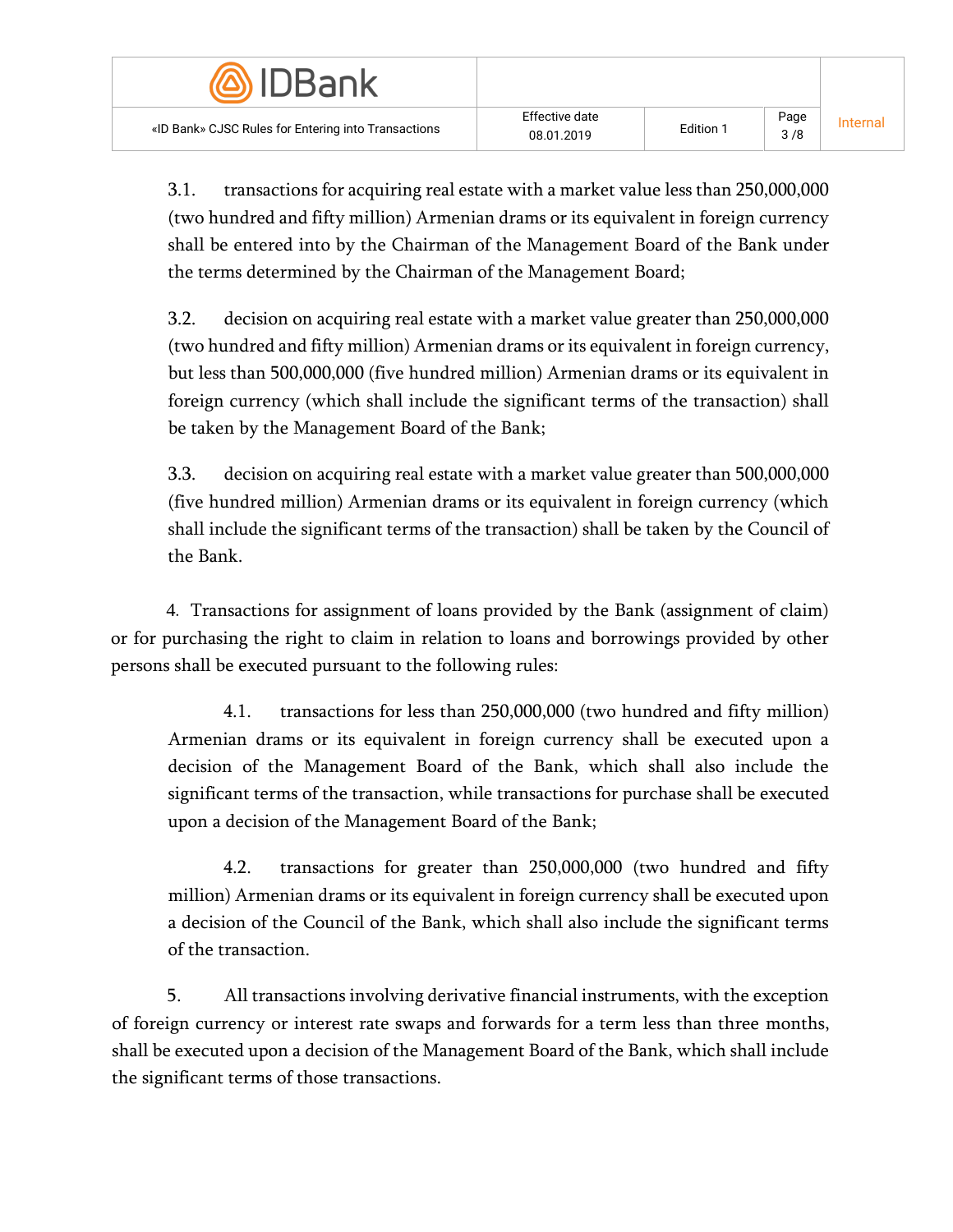3.1. transactions for acquiring real estate with a market value less than 250,000,000 (two hundred and fifty million) Armenian drams or its equivalent in foreign currency shall be entered into by the Chairman of the Management Board of the Bank under the terms determined by the Chairman of the Management Board;

3.2. decision on acquiring real estate with a market value greater than 250,000,000 (two hundred and fifty million) Armenian drams or its equivalent in foreign currency, but less than 500,000,000 (five hundred million) Armenian drams or its equivalent in foreign currency (which shall include the significant terms of the transaction) shall be taken by the Management Board of the Bank;

3.3. decision on acquiring real estate with a market value greater than 500,000,000 (five hundred million) Armenian drams or its equivalent in foreign currency (which shall include the significant terms of the transaction) shall be taken by the Council of the Bank.

4. Transactions for assignment of loans provided by the Bank (assignment of claim) or for purchasing the right to claim in relation to loans and borrowings provided by other persons shall be executed pursuant to the following rules:

4.1. transactions for less than 250,000,000 (two hundred and fifty million) Armenian drams or its equivalent in foreign currency shall be executed upon a decision of the Management Board of the Bank, which shall also include the significant terms of the transaction, while transactions for purchase shall be executed upon a decision of the Management Board of the Bank;

4.2. transactions for greater than 250,000,000 (two hundred and fifty million) Armenian drams or its equivalent in foreign currency shall be executed upon a decision of the Council of the Bank, which shall also include the significant terms of the transaction.

5. All transactions involving derivative financial instruments, with the exception of foreign currency or interest rate swaps and forwards for a term less than three months, shall be executed upon a decision of the Management Board of the Bank, which shall include the significant terms of those transactions.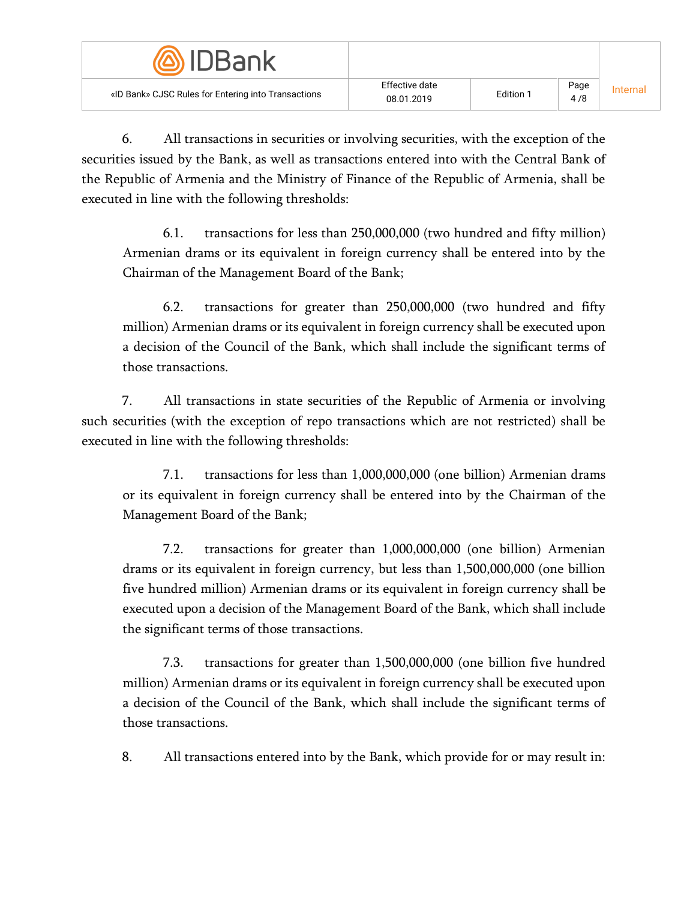6. All transactions in securities or involving securities, with the exception of the securities issued by the Bank, as well as transactions entered into with the Central Bank of the Republic of Armenia and the Ministry of Finance of the Republic of Armenia, shall be executed in line with the following thresholds:

> 6.1. transactions for less than 250,000,000 (two hundred and fifty million) Armenian drams or its equivalent in foreign currency shall be entered into by the Chairman of the Management Board of the Bank;
>
> 6.2. transactions for greater than 250,000,000 (two hundred and fifty million) Armenian drams or its equivalent in foreign currency shall be executed upon a decision of the Council of the Bank, which shall include the significant terms of those transactions.

7. All transactions in state securities of the Republic of Armenia or involving such securities (with the exception of repo transactions which are not restricted) shall be executed in line with the following thresholds:

> 7.1. transactions for less than 1,000,000,000 (one billion) Armenian drams or its equivalent in foreign currency shall be entered into by the Chairman of the Management Board of the Bank;
>
> 7.2. transactions for greater than 1,000,000,000 (one billion) Armenian drams or its equivalent in foreign currency, but less than 1,500,000,000 (one billion five hundred million) Armenian drams or its equivalent in foreign currency shall be executed upon a decision of the Management Board of the Bank, which shall include the significant terms of those transactions.
>
> 7.3. transactions for greater than 1,500,000,000 (one billion five hundred million) Armenian drams or its equivalent in foreign currency shall be executed upon a decision of the Council of the Bank, which shall include the significant terms of those transactions.

8. All transactions entered into by the Bank, which provide for or may result in: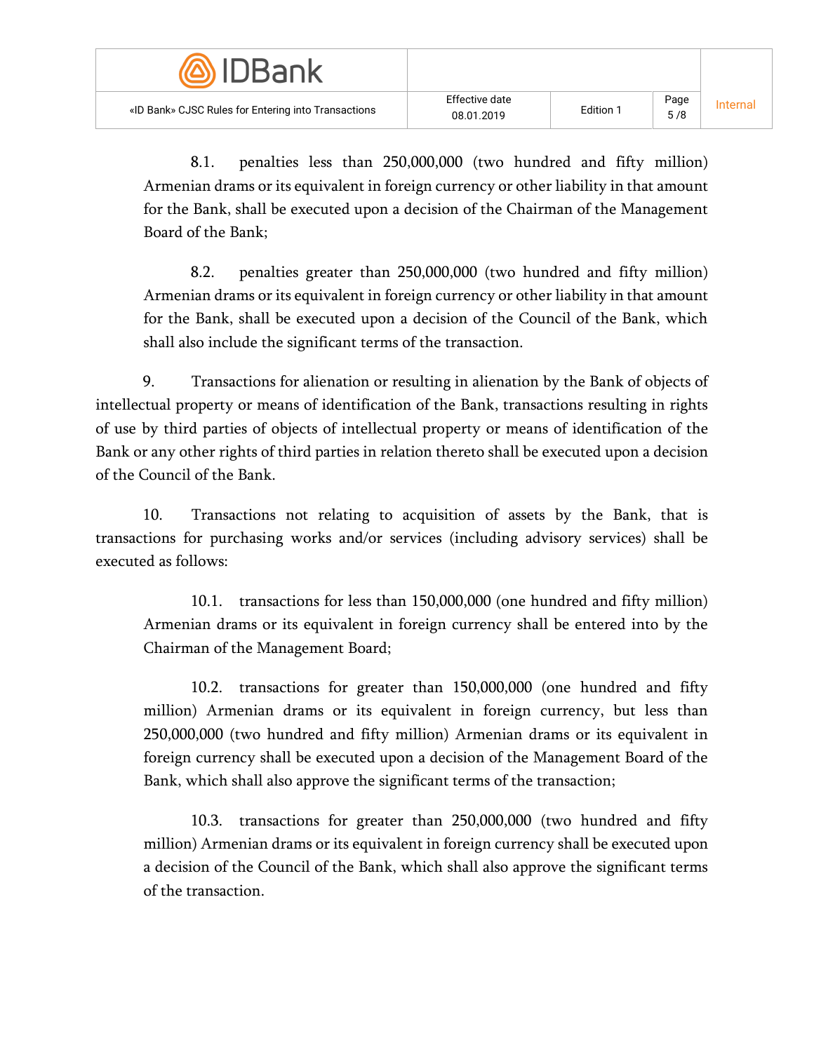8.1. penalties less than 250,000,000 (two hundred and fifty million) Armenian drams or its equivalent in foreign currency or other liability in that amount for the Bank, shall be executed upon a decision of the Chairman of the Management Board of the Bank;

8.2. penalties greater than 250,000,000 (two hundred and fifty million) Armenian drams or its equivalent in foreign currency or other liability in that amount for the Bank, shall be executed upon a decision of the Council of the Bank, which shall also include the significant terms of the transaction.

9. Transactions for alienation or resulting in alienation by the Bank of objects of intellectual property or means of identification of the Bank, transactions resulting in rights of use by third parties of objects of intellectual property or means of identification of the Bank or any other rights of third parties in relation thereto shall be executed upon a decision of the Council of the Bank.

10. Transactions not relating to acquisition of assets by the Bank, that is transactions for purchasing works and/or services (including advisory services) shall be executed as follows:

10.1. transactions for less than 150,000,000 (one hundred and fifty million) Armenian drams or its equivalent in foreign currency shall be entered into by the Chairman of the Management Board;

10.2. transactions for greater than 150,000,000 (one hundred and fifty million) Armenian drams or its equivalent in foreign currency, but less than 250,000,000 (two hundred and fifty million) Armenian drams or its equivalent in foreign currency shall be executed upon a decision of the Management Board of the Bank, which shall also approve the significant terms of the transaction;

10.3. transactions for greater than 250,000,000 (two hundred and fifty million) Armenian drams or its equivalent in foreign currency shall be executed upon a decision of the Council of the Bank, which shall also approve the significant terms of the transaction.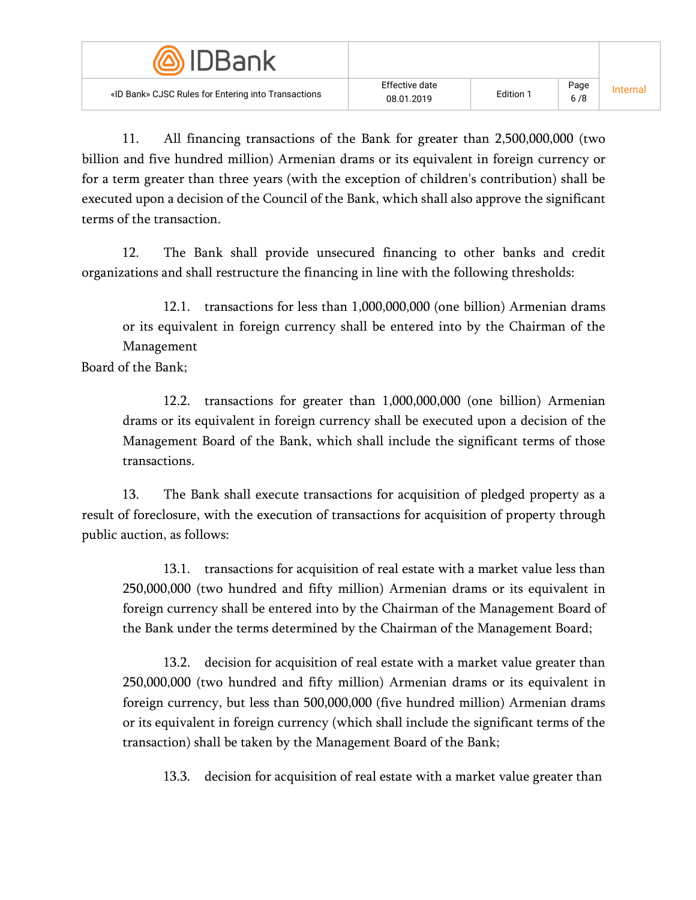11. All financing transactions of the Bank for greater than 2,500,000,000 (two billion and five hundred million) Armenian drams or its equivalent in foreign currency or for a term greater than three years (with the exception of children's contribution) shall be executed upon a decision of the Council of the Bank, which shall also approve the significant terms of the transaction.

12. The Bank shall provide unsecured financing to other banks and credit organizations and shall restructure the financing in line with the following thresholds:

12.1. transactions for less than 1,000,000,000 (one billion) Armenian drams or its equivalent in foreign currency shall be entered into by the Chairman of the Management Board of the Bank;

12.2. transactions for greater than 1,000,000,000 (one billion) Armenian drams or its equivalent in foreign currency shall be executed upon a decision of the Management Board of the Bank, which shall include the significant terms of those transactions.

13. The Bank shall execute transactions for acquisition of pledged property as a result of foreclosure, with the execution of transactions for acquisition of property through public auction, as follows:

13.1. transactions for acquisition of real estate with a market value less than 250,000,000 (two hundred and fifty million) Armenian drams or its equivalent in foreign currency shall be entered into by the Chairman of the Management Board of the Bank under the terms determined by the Chairman of the Management Board;

13.2. decision for acquisition of real estate with a market value greater than 250,000,000 (two hundred and fifty million) Armenian drams or its equivalent in foreign currency, but less than 500,000,000 (five hundred million) Armenian drams or its equivalent in foreign currency (which shall include the significant terms of the transaction) shall be taken by the Management Board of the Bank;

13.3. decision for acquisition of real estate with a market value greater than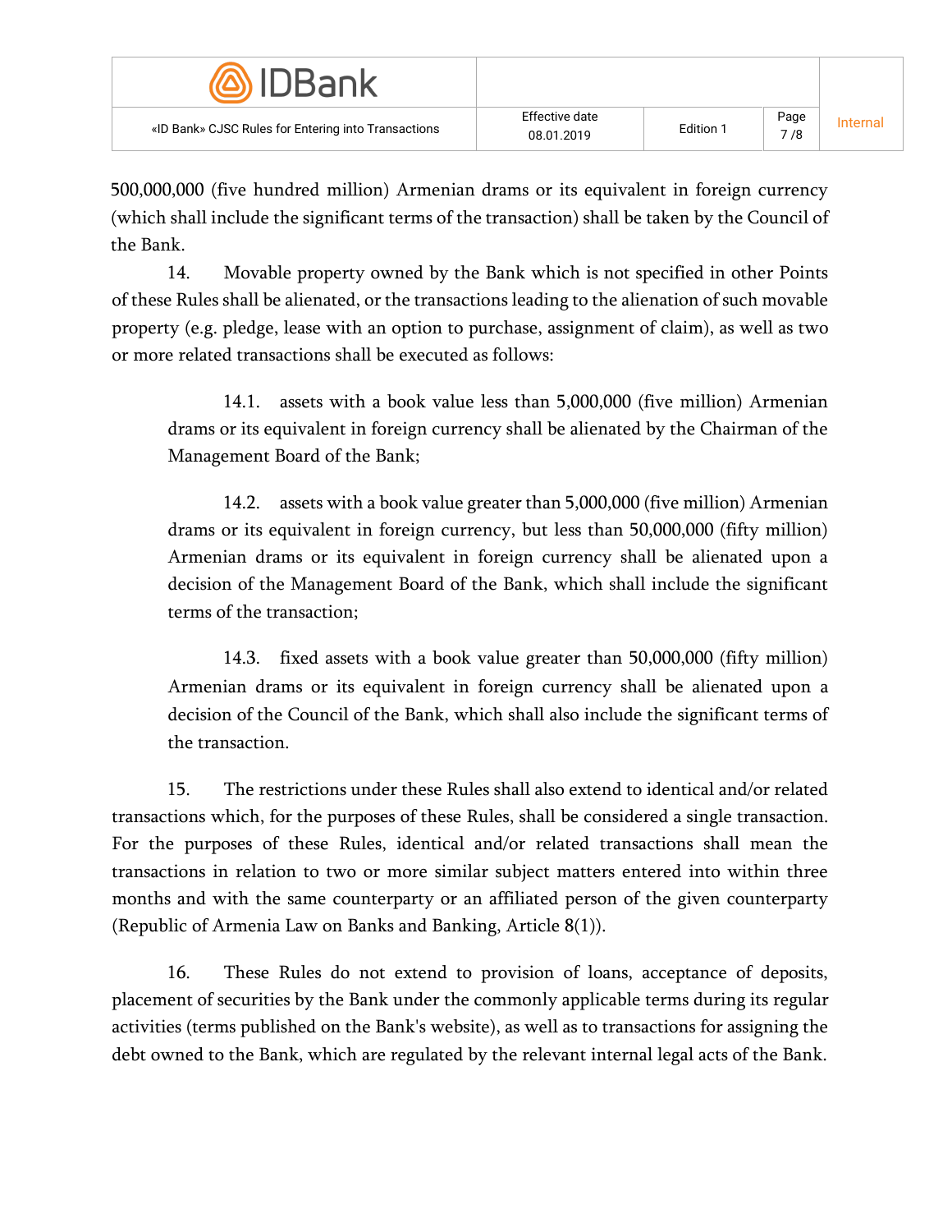500,000,000 (five hundred million) Armenian drams or its equivalent in foreign currency (which shall include the significant terms of the transaction) shall be taken by the Council of the Bank.

14. Movable property owned by the Bank which is not specified in other Points of these Rules shall be alienated, or the transactions leading to the alienation of such movable property (e.g. pledge, lease with an option to purchase, assignment of claim), as well as two or more related transactions shall be executed as follows:

14.1. assets with a book value less than 5,000,000 (five million) Armenian drams or its equivalent in foreign currency shall be alienated by the Chairman of the Management Board of the Bank;

14.2. assets with a book value greater than 5,000,000 (five million) Armenian drams or its equivalent in foreign currency, but less than 50,000,000 (fifty million) Armenian drams or its equivalent in foreign currency shall be alienated upon a decision of the Management Board of the Bank, which shall include the significant terms of the transaction;

14.3. fixed assets with a book value greater than 50,000,000 (fifty million) Armenian drams or its equivalent in foreign currency shall be alienated upon a decision of the Council of the Bank, which shall also include the significant terms of the transaction.

15. The restrictions under these Rules shall also extend to identical and/or related transactions which, for the purposes of these Rules, shall be considered a single transaction. For the purposes of these Rules, identical and/or related transactions shall mean the transactions in relation to two or more similar subject matters entered into within three months and with the same counterparty or an affiliated person of the given counterparty (Republic of Armenia Law on Banks and Banking, Article 8(1)).

16. These Rules do not extend to provision of loans, acceptance of deposits, placement of securities by the Bank under the commonly applicable terms during its regular activities (terms published on the Bank's website), as well as to transactions for assigning the debt owned to the Bank, which are regulated by the relevant internal legal acts of the Bank.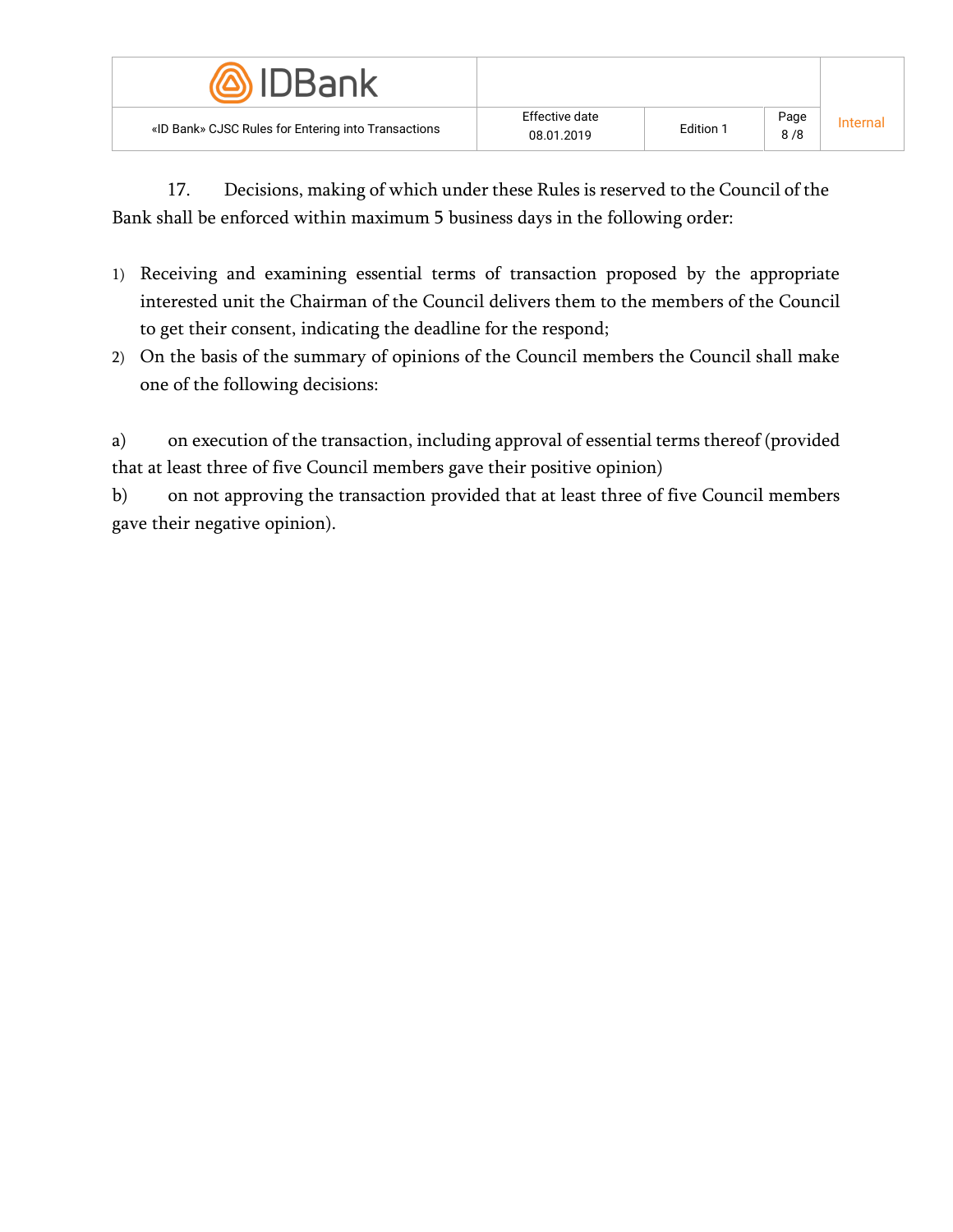17. Decisions, making of which under these Rules is reserved to the Council of the Bank shall be enforced within maximum 5 business days in the following order:

1) Receiving and examining essential terms of transaction proposed by the appropriate interested unit the Chairman of the Council delivers them to the members of the Council to get their consent, indicating the deadline for the respond;
2) On the basis of the summary of opinions of the Council members the Council shall make one of the following decisions:

a) on execution of the transaction, including approval of essential terms thereof (provided that at least three of five Council members gave their positive opinion)

b) on not approving the transaction provided that at least three of five Council members gave their negative opinion).